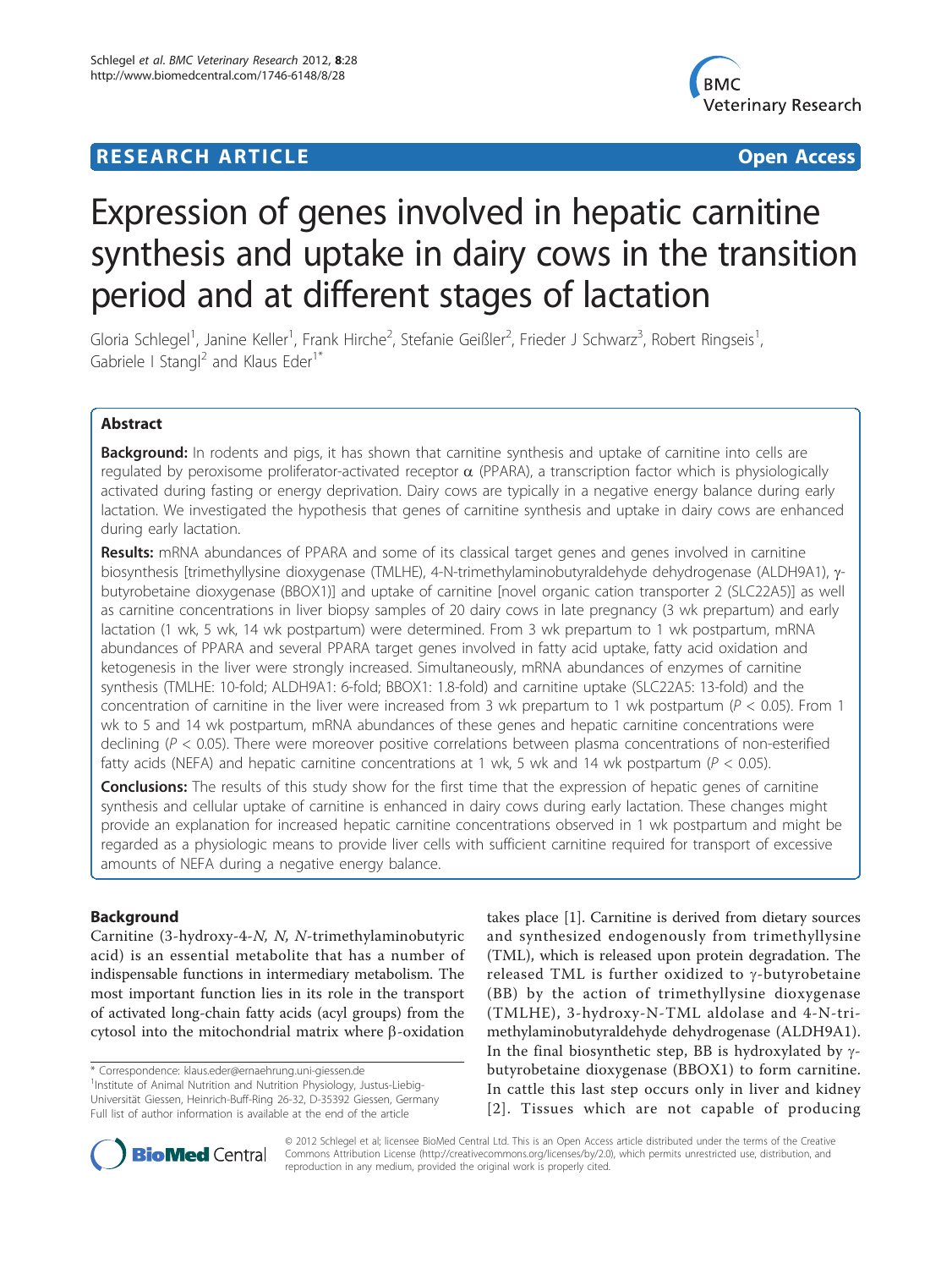**RESEARCH ARTICLE** **Open Access**

# Expression of genes involved in hepatic carnitine synthesis and uptake in dairy cows in the transition period and at different stages of lactation

Gloria Schlegel[1], Janine Keller[1], Frank Hirche[2], Stefanie Geißler[2], Frieder J Schwarz[3], Robert Ringseis[1], Gabriele I Stangl[2] and Klaus Eder[1*]

## Abstract

**Background:** In rodents and pigs, it has shown that carnitine synthesis and uptake of carnitine into cells are regulated by peroxisome proliferator-activated receptor $\alpha$ (PPARA), a transcription factor which is physiologically activated during fasting or energy deprivation. Dairy cows are typically in a negative energy balance during early lactation. We investigated the hypothesis that genes of carnitine synthesis and uptake in dairy cows are enhanced during early lactation.

**Results:** mRNA abundances of PPARA and some of its classical target genes and genes involved in carnitine biosynthesis [trimethyllysine dioxygenase (TMLHE), 4-N-trimethylaminobutyraldehyde dehydrogenase (ALDH9A1), $\gamma$-butyrobetaine dioxygenase (BBOX1)] and uptake of carnitine [novel organic cation transporter 2 (SLC22A5)] as well as carnitine concentrations in liver biopsy samples of 20 dairy cows in late pregnancy (3 wk prepartum) and early lactation (1 wk, 5 wk, 14 wk postpartum) were determined. From 3 wk prepartum to 1 wk postpartum, mRNA abundances of PPARA and several PPARA target genes involved in fatty acid uptake, fatty acid oxidation and ketogenesis in the liver were strongly increased. Simultaneously, mRNA abundances of enzymes of carnitine synthesis (TMLHE: 10-fold; ALDH9A1: 6-fold; BBOX1: 1.8-fold) and carnitine uptake (SLC22A5: 13-fold) and the concentration of carnitine in the liver were increased from 3 wk prepartum to 1 wk postpartum ($P < 0.05$). From 1 wk to 5 and 14 wk postpartum, mRNA abundances of these genes and hepatic carnitine concentrations were declining ($P < 0.05$). There were moreover positive correlations between plasma concentrations of non-esterified fatty acids (NEFA) and hepatic carnitine concentrations at 1 wk, 5 wk and 14 wk postpartum ($P < 0.05$).

**Conclusions:** The results of this study show for the first time that the expression of hepatic genes of carnitine synthesis and cellular uptake of carnitine is enhanced in dairy cows during early lactation. These changes might provide an explanation for increased hepatic carnitine concentrations observed in 1 wk postpartum and might be regarded as a physiologic means to provide liver cells with sufficient carnitine required for transport of excessive amounts of NEFA during a negative energy balance.

## Background

Carnitine (3-hydroxy-4-*N, N, N*-trimethylaminobutyric acid) is an essential metabolite that has a number of indispensable functions in intermediary metabolism. The most important function lies in its role in the transport of activated long-chain fatty acids (acyl groups) from the cytosol into the mitochondrial matrix where $\beta$-oxidation takes place [1]. Carnitine is derived from dietary sources and synthesized endogenously from trimethyllysine (TML), which is released upon protein degradation. The released TML is further oxidized to $\gamma$-butyrobetaine (BB) by the action of trimethyllysine dioxygenase (TMLHE), 3-hydroxy-N-TML aldolase and 4-N-trimethylaminobutyraldehyde dehydrogenase (ALDH9A1). In the final biosynthetic step, BB is hydroxylated by $\gamma$-butyrobetaine dioxygenase (BBOX1) to form carnitine. In cattle this last step occurs only in liver and kidney [2]. Tissues which are not capable of producing

\* Correspondence: klaus.eder@ernaehrung.uni-giessen.de
[1]Institute of Animal Nutrition and Nutrition Physiology, Justus-Liebig-Universität Giessen, Heinrich-Buff-Ring 26-32, D-35392 Giessen, Germany
Full list of author information is available at the end of the article

© 2012 Schlegel et al; licensee BioMed Central Ltd. This is an Open Access article distributed under the terms of the Creative Commons Attribution License (http://creativecommons.org/licenses/by/2.0), which permits unrestricted use, distribution, and reproduction in any medium, provided the original work is properly cited.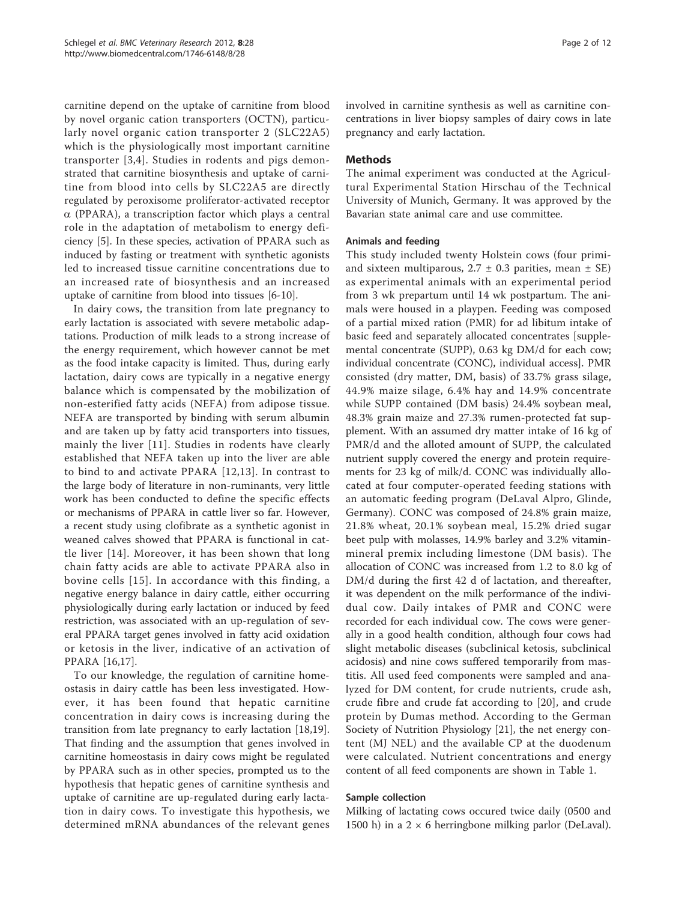carnitine depend on the uptake of carnitine from blood by novel organic cation transporters (OCTN), particularly novel organic cation transporter 2 (SLC22A5) which is the physiologically most important carnitine transporter [3,4]. Studies in rodents and pigs demonstrated that carnitine biosynthesis and uptake of carnitine from blood into cells by SLC22A5 are directly regulated by peroxisome proliferator-activated receptor $\alpha$ (PPARA), a transcription factor which plays a central role in the adaptation of metabolism to energy deficiency [5]. In these species, activation of PPARA such as induced by fasting or treatment with synthetic agonists led to increased tissue carnitine concentrations due to an increased rate of biosynthesis and an increased uptake of carnitine from blood into tissues [6-10].

In dairy cows, the transition from late pregnancy to early lactation is associated with severe metabolic adaptations. Production of milk leads to a strong increase of the energy requirement, which however cannot be met as the food intake capacity is limited. Thus, during early lactation, dairy cows are typically in a negative energy balance which is compensated by the mobilization of non-esterified fatty acids (NEFA) from adipose tissue. NEFA are transported by binding with serum albumin and are taken up by fatty acid transporters into tissues, mainly the liver [11]. Studies in rodents have clearly established that NEFA taken up into the liver are able to bind to and activate PPARA [12,13]. In contrast to the large body of literature in non-ruminants, very little work has been conducted to define the specific effects or mechanisms of PPARA in cattle liver so far. However, a recent study using clofibrate as a synthetic agonist in weaned calves showed that PPARA is functional in cattle liver [14]. Moreover, it has been shown that long chain fatty acids are able to activate PPARA also in bovine cells [15]. In accordance with this finding, a negative energy balance in dairy cattle, either occurring physiologically during early lactation or induced by feed restriction, was associated with an up-regulation of several PPARA target genes involved in fatty acid oxidation or ketosis in the liver, indicative of an activation of PPARA [16,17].

To our knowledge, the regulation of carnitine homeostasis in dairy cattle has been less investigated. However, it has been found that hepatic carnitine concentration in dairy cows is increasing during the transition from late pregnancy to early lactation [18,19]. That finding and the assumption that genes involved in carnitine homeostasis in dairy cows might be regulated by PPARA such as in other species, prompted us to the hypothesis that hepatic genes of carnitine synthesis and uptake of carnitine are up-regulated during early lactation in dairy cows. To investigate this hypothesis, we determined mRNA abundances of the relevant genes involved in carnitine synthesis as well as carnitine concentrations in liver biopsy samples of dairy cows in late pregnancy and early lactation.

## Methods

The animal experiment was conducted at the Agricultural Experimental Station Hirschau of the Technical University of Munich, Germany. It was approved by the Bavarian state animal care and use committee.

### Animals and feeding

This study included twenty Holstein cows (four primi- and sixteen multiparous, 2.7 ± 0.3 parities, mean ± SE) as experimental animals with an experimental period from 3 wk prepartum until 14 wk postpartum. The animals were housed in a playpen. Feeding was composed of a partial mixed ration (PMR) for ad libitum intake of basic feed and separately allocated concentrates [supplemental concentrate (SUPP), 0.63 kg DM/d for each cow; individual concentrate (CONC), individual access]. PMR consisted (dry matter, DM, basis) of 33.7% grass silage, 44.9% maize silage, 6.4% hay and 14.9% concentrate while SUPP contained (DM basis) 24.4% soybean meal, 48.3% grain maize and 27.3% rumen-protected fat supplement. With an assumed dry matter intake of 16 kg of PMR/d and the alloted amount of SUPP, the calculated nutrient supply covered the energy and protein requirements for 23 kg of milk/d. CONC was individually allocated at four computer-operated feeding stations with an automatic feeding program (DeLaval Alpro, Glinde, Germany). CONC was composed of 24.8% grain maize, 21.8% wheat, 20.1% soybean meal, 15.2% dried sugar beet pulp with molasses, 14.9% barley and 3.2% vitamin-mineral premix including limestone (DM basis). The allocation of CONC was increased from 1.2 to 8.0 kg of DM/d during the first 42 d of lactation, and thereafter, it was dependent on the milk performance of the individual cow. Daily intakes of PMR and CONC were recorded for each individual cow. The cows were generally in a good health condition, although four cows had slight metabolic diseases (subclinical ketosis, subclinical acidosis) and nine cows suffered temporarily from mastitis. All used feed components were sampled and analyzed for DM content, for crude nutrients, crude ash, crude fibre and crude fat according to [20], and crude protein by Dumas method. According to the German Society of Nutrition Physiology [21], the net energy content (MJ NEL) and the available CP at the duodenum were calculated. Nutrient concentrations and energy content of all feed components are shown in Table 1.

### Sample collection

Milking of lactating cows occured twice daily (0500 and 1500 h) in a 2 × 6 herringbone milking parlor (DeLaval).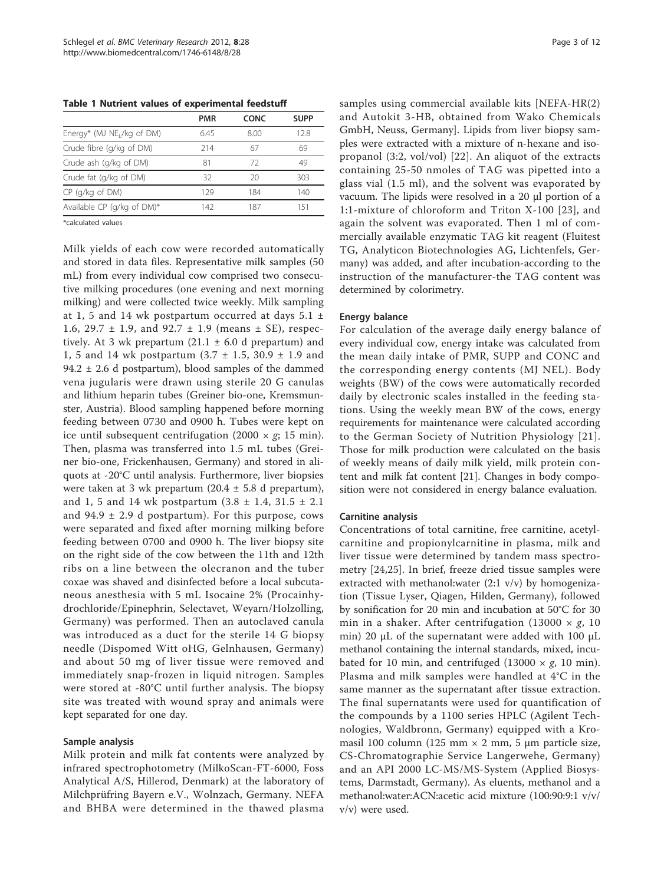**Table 1 Nutrient values of experimental feedstuff**

| | PMR | CONC | SUPP |
|---|---|---|---|
| Energy* (MJ $NE_L$/kg of DM) | 6.45 | 8.00 | 12.8 |
| Crude fibre (g/kg of DM) | 214 | 67 | 69 |
| Crude ash (g/kg of DM) | 81 | 72 | 49 |
| Crude fat (g/kg of DM) | 32 | 20 | 303 |
| CP (g/kg of DM) | 129 | 184 | 140 |
| Available CP (g/kg of DM)* | 142 | 187 | 151 |

*calculated values

Milk yields of each cow were recorded automatically and stored in data files. Representative milk samples (50 mL) from every individual cow comprised two consecutive milking procedures (one evening and next morning milking) and were collected twice weekly. Milk sampling at 1, 5 and 14 wk postpartum occurred at days 5.1 ± 1.6, 29.7 ± 1.9, and 92.7 ± 1.9 (means ± SE), respectively. At 3 wk prepartum (21.1 ± 6.0 d prepartum) and 1, 5 and 14 wk postpartum (3.7 ± 1.5, 30.9 ± 1.9 and 94.2 ± 2.6 d postpartum), blood samples of the dammed vena jugularis were drawn using sterile 20 G canulas and lithium heparin tubes (Greiner bio-one, Kremsmunster, Austria). Blood sampling happened before morning feeding between 0730 and 0900 h. Tubes were kept on ice until subsequent centrifugation (2000 × *g*; 15 min). Then, plasma was transferred into 1.5 mL tubes (Greiner bio-one, Frickenhausen, Germany) and stored in aliquots at -20°C until analysis. Furthermore, liver biopsies were taken at 3 wk prepartum (20.4 ± 5.8 d prepartum), and 1, 5 and 14 wk postpartum (3.8 ± 1.4, 31.5 ± 2.1 and 94.9 ± 2.9 d postpartum). For this purpose, cows were separated and fixed after morning milking before feeding between 0700 and 0900 h. The liver biopsy site on the right side of the cow between the 11th and 12th ribs on a line between the olecranon and the tuber coxae was shaved and disinfected before a local subcutaneous anesthesia with 5 mL Isocaine 2% (Procainhydrochloride/Epinephrin, Selectavet, Weyarn/Holzolling, Germany) was performed. Then an autoclaved canula was introduced as a duct for the sterile 14 G biopsy needle (Dispomed Witt oHG, Gelnhausen, Germany) and about 50 mg of liver tissue were removed and immediately snap-frozen in liquid nitrogen. Samples were stored at -80°C until further analysis. The biopsy site was treated with wound spray and animals were kept separated for one day.

### Sample analysis

Milk protein and milk fat contents were analyzed by infrared spectrophotometry (MilkoScan-FT-6000, Foss Analytical A/S, Hillerod, Denmark) at the laboratory of Milchprüfring Bayern e.V., Wolnzach, Germany. NEFA and BHBA were determined in the thawed plasma samples using commercial available kits [NEFA-HR(2) and Autokit 3-HB, obtained from Wako Chemicals GmbH, Neuss, Germany]. Lipids from liver biopsy samples were extracted with a mixture of n-hexane and isopropanol (3:2, vol/vol) [22]. An aliquot of the extracts containing 25-50 nmoles of TAG was pipetted into a glass vial (1.5 ml), and the solvent was evaporated by vacuum. The lipids were resolved in a 20 µl portion of a 1:1-mixture of chloroform and Triton X-100 [23], and again the solvent was evaporated. Then 1 ml of commercially available enzymatic TAG kit reagent (Fluitest TG, Analyticon Biotechnologies AG, Lichtenfels, Germany) was added, and after incubation-according to the instruction of the manufacturer-the TAG content was determined by colorimetry.

### Energy balance

For calculation of the average daily energy balance of every individual cow, energy intake was calculated from the mean daily intake of PMR, SUPP and CONC and the corresponding energy contents (MJ NEL). Body weights (BW) of the cows were automatically recorded daily by electronic scales installed in the feeding stations. Using the weekly mean BW of the cows, energy requirements for maintenance were calculated according to the German Society of Nutrition Physiology [21]. Those for milk production were calculated on the basis of weekly means of daily milk yield, milk protein content and milk fat content [21]. Changes in body composition were not considered in energy balance evaluation.

### Carnitine analysis

Concentrations of total carnitine, free carnitine, acetylcarnitine and propionylcarnitine in plasma, milk and liver tissue were determined by tandem mass spectrometry [24,25]. In brief, freeze dried tissue samples were extracted with methanol:water (2:1 v/v) by homogenization (Tissue Lyser, Qiagen, Hilden, Germany), followed by sonification for 20 min and incubation at 50°C for 30 min in a shaker. After centrifugation (13000 × *g*, 10 min) 20 µL of the supernatant were added with 100 µL methanol containing the internal standards, mixed, incubated for 10 min, and centrifuged (13000 × *g*, 10 min). Plasma and milk samples were handled at 4°C in the same manner as the supernatant after tissue extraction. The final supernatants were used for quantification of the compounds by a 1100 series HPLC (Agilent Technologies, Waldbronn, Germany) equipped with a Kromasil 100 column (125 mm × 2 mm, 5 µm particle size, CS-Chromatographie Service Langerwehe, Germany) and an API 2000 LC-MS/MS-System (Applied Biosystems, Darmstadt, Germany). As eluents, methanol and a methanol:water:ACN:acetic acid mixture (100:90:9:1 v/v/v/v) were used.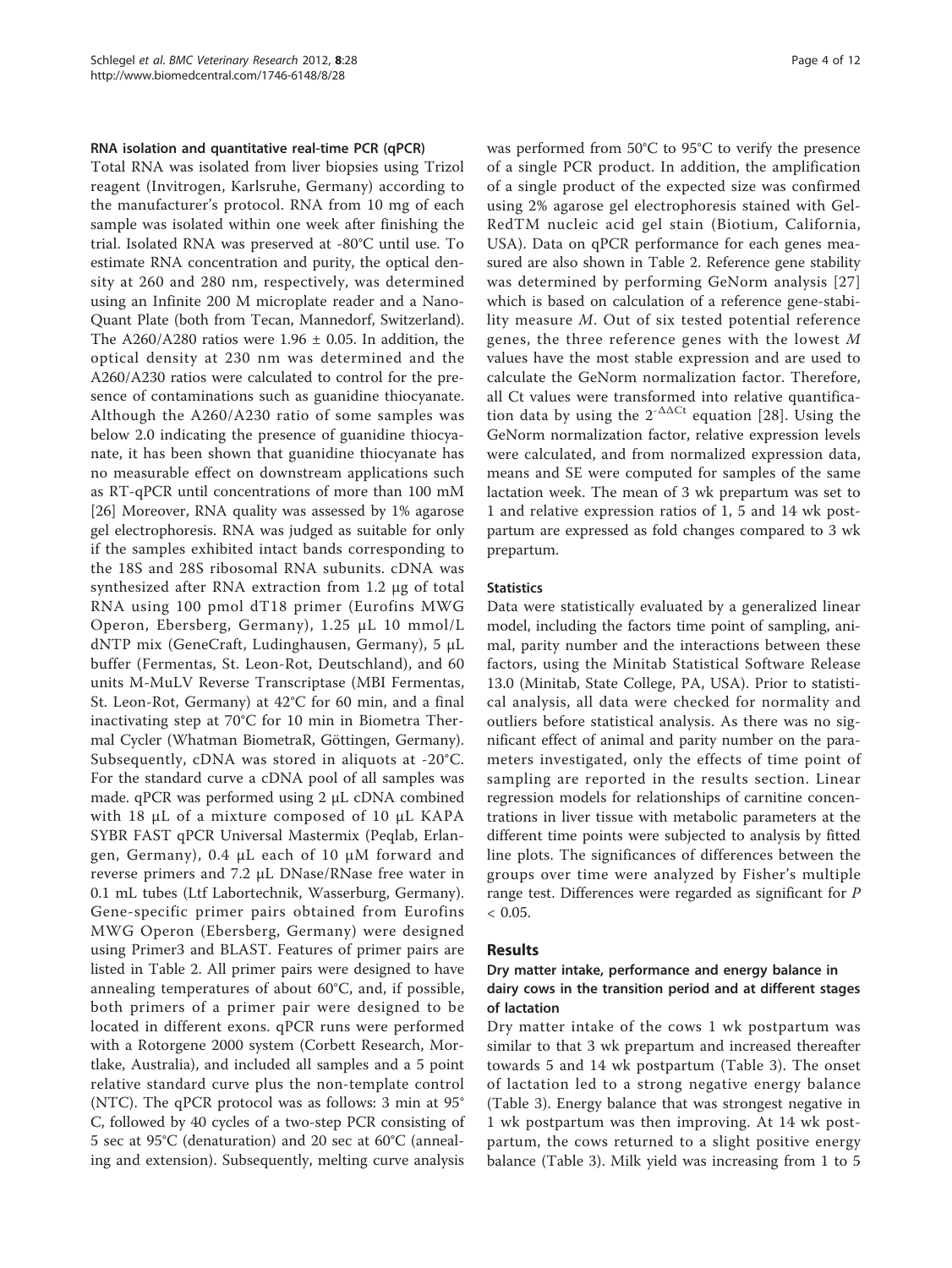#### RNA isolation and quantitative real-time PCR (qPCR)

Total RNA was isolated from liver biopsies using Trizol reagent (Invitrogen, Karlsruhe, Germany) according to the manufacturer's protocol. RNA from 10 mg of each sample was isolated within one week after finishing the trial. Isolated RNA was preserved at -80°C until use. To estimate RNA concentration and purity, the optical density at 260 and 280 nm, respectively, was determined using an Infinite 200 M microplate reader and a Nano-Quant Plate (both from Tecan, Mannedorf, Switzerland). The A260/A280 ratios were 1.96 ± 0.05. In addition, the optical density at 230 nm was determined and the A260/A230 ratios were calculated to control for the presence of contaminations such as guanidine thiocyanate. Although the A260/A230 ratio of some samples was below 2.0 indicating the presence of guanidine thiocyanate, it has been shown that guanidine thiocyanate has no measurable effect on downstream applications such as RT-qPCR until concentrations of more than 100 mM [26] Moreover, RNA quality was assessed by 1% agarose gel electrophoresis. RNA was judged as suitable for only if the samples exhibited intact bands corresponding to the 18S and 28S ribosomal RNA subunits. cDNA was synthesized after RNA extraction from 1.2 μg of total RNA using 100 pmol dT18 primer (Eurofins MWG Operon, Ebersberg, Germany), 1.25 μL 10 mmol/L dNTP mix (GeneCraft, Ludinghausen, Germany), 5 μL buffer (Fermentas, St. Leon-Rot, Deutschland), and 60 units M-MuLV Reverse Transcriptase (MBI Fermentas, St. Leon-Rot, Germany) at 42°C for 60 min, and a final inactivating step at 70°C for 10 min in Biometra Thermal Cycler (Whatman BiometraR, Göttingen, Germany). Subsequently, cDNA was stored in aliquots at -20°C. For the standard curve a cDNA pool of all samples was made. qPCR was performed using 2 μL cDNA combined with 18 μL of a mixture composed of 10 μL KAPA SYBR FAST qPCR Universal Mastermix (Peqlab, Erlangen, Germany), 0.4 μL each of 10 μM forward and reverse primers and 7.2 μL DNase/RNase free water in 0.1 mL tubes (Ltf Labortechnik, Wasserburg, Germany). Gene-specific primer pairs obtained from Eurofins MWG Operon (Ebersberg, Germany) were designed using Primer3 and BLAST. Features of primer pairs are listed in Table 2. All primer pairs were designed to have annealing temperatures of about 60°C, and, if possible, both primers of a primer pair were designed to be located in different exons. qPCR runs were performed with a Rotorgene 2000 system (Corbett Research, Mortlake, Australia), and included all samples and a 5 point relative standard curve plus the non-template control (NTC). The qPCR protocol was as follows: 3 min at 95°C, followed by 40 cycles of a two-step PCR consisting of 5 sec at 95°C (denaturation) and 20 sec at 60°C (annealing and extension). Subsequently, melting curve analysis was performed from 50°C to 95°C to verify the presence of a single PCR product. In addition, the amplification of a single product of the expected size was confirmed using 2% agarose gel electrophoresis stained with GelRedTM nucleic acid gel stain (Biotium, California, USA). Data on qPCR performance for each genes measured are also shown in Table 2. Reference gene stability was determined by performing GeNorm analysis [27] which is based on calculation of a reference gene-stability measure *M*. Out of six tested potential reference genes, the three reference genes with the lowest *M* values have the most stable expression and are used to calculate the GeNorm normalization factor. Therefore, all Ct values were transformed into relative quantification data by using the $2^{-\Delta\Delta Ct}$ equation [28]. Using the GeNorm normalization factor, relative expression levels were calculated, and from normalized expression data, means and SE were computed for samples of the same lactation week. The mean of 3 wk prepartum was set to 1 and relative expression ratios of 1, 5 and 14 wk postpartum are expressed as fold changes compared to 3 wk prepartum.

#### Statistics

Data were statistically evaluated by a generalized linear model, including the factors time point of sampling, animal, parity number and the interactions between these factors, using the Minitab Statistical Software Release 13.0 (Minitab, State College, PA, USA). Prior to statistical analysis, all data were checked for normality and outliers before statistical analysis. As there was no significant effect of animal and parity number on the parameters investigated, only the effects of time point of sampling are reported in the results section. Linear regression models for relationships of carnitine concentrations in liver tissue with metabolic parameters at the different time points were subjected to analysis by fitted line plots. The significances of differences between the groups over time were analyzed by Fisher's multiple range test. Differences were regarded as significant for $P < 0.05$.

## Results

#### Dry matter intake, performance and energy balance in dairy cows in the transition period and at different stages of lactation

Dry matter intake of the cows 1 wk postpartum was similar to that 3 wk prepartum and increased thereafter towards 5 and 14 wk postpartum (Table 3). The onset of lactation led to a strong negative energy balance (Table 3). Energy balance that was strongest negative in 1 wk postpartum was then improving. At 14 wk postpartum, the cows returned to a slight positive energy balance (Table 3). Milk yield was increasing from 1 to 5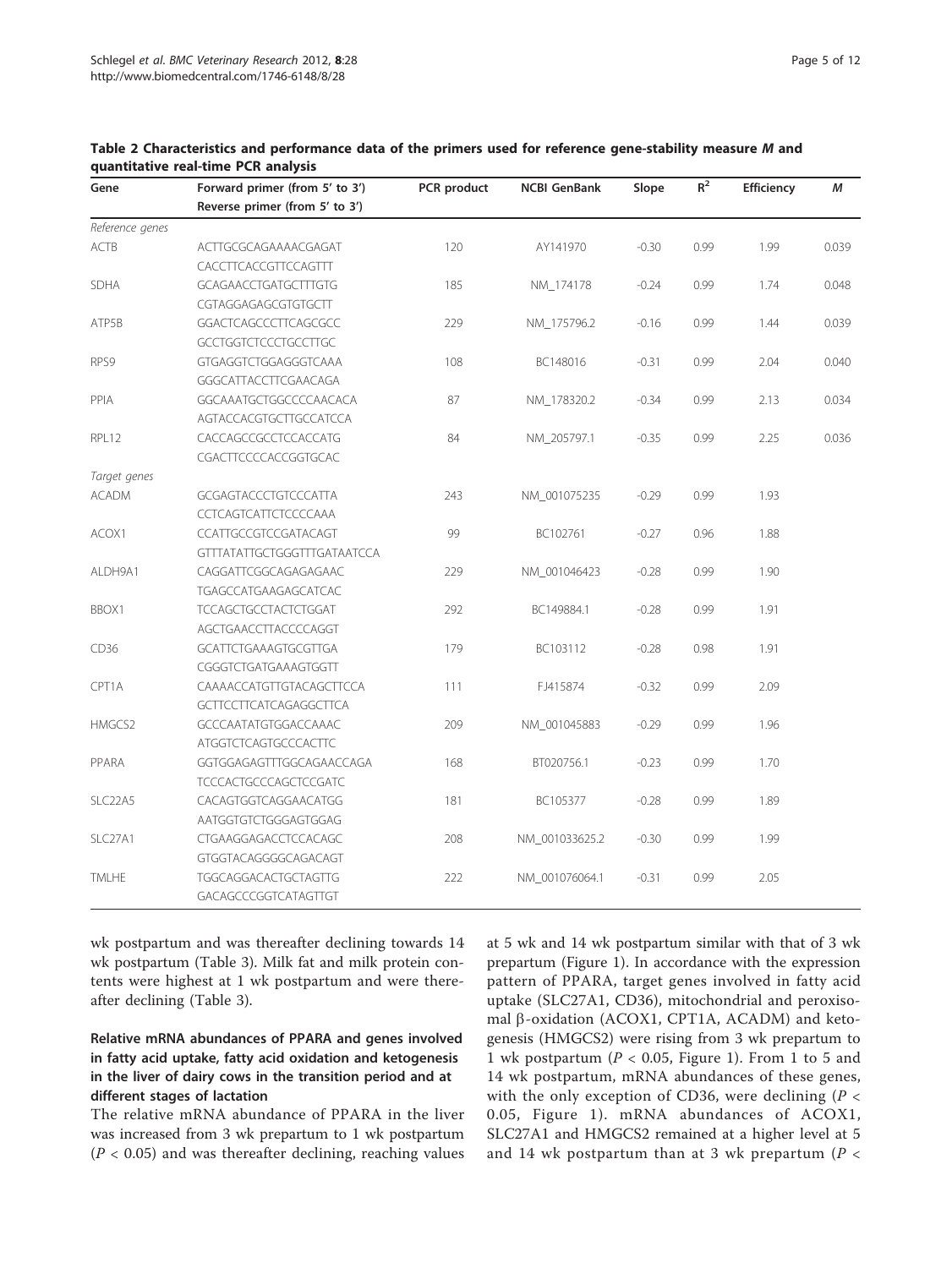**Table 2 Characteristics and performance data of the primers used for reference gene-stability measure *M* and quantitative real-time PCR analysis**

| Gene | Forward primer (from 5' to 3')<br>Reverse primer (from 5' to 3') | PCR product | NCBI GenBank | Slope | $R^2$ | Efficiency | *M* |
|---|---|---|---|---|---|---|---|
| *Reference genes* | | | | | | | |
| ACTB | ACTTGCGCAGAAAACGAGAT<br>CACCTTCACCGTTCCAGTTT | 120 | AY141970 | -0.30 | 0.99 | 1.99 | 0.039 |
| SDHA | GCAGAACCTGATGCTTTGTG<br>CGTAGGAGAGCGTGTGCTT | 185 | NM_174178 | -0.24 | 0.99 | 1.74 | 0.048 |
| ATP5B | GGACTCAGCCCTTCAGCGCC<br>GCCTGGTCTCCCTGCCTTGC | 229 | NM_175796.2 | -0.16 | 0.99 | 1.44 | 0.039 |
| RPS9 | GTGAGGTCTGGAGGGTCAAA<br>GGGCATTACCTTCGAACAGA | 108 | BC148016 | -0.31 | 0.99 | 2.04 | 0.040 |
| PPIA | GGCAAATGCTGGCCCCAACACA<br>AGTACCACGTGCTTGCCATCCA | 87 | NM_178320.2 | -0.34 | 0.99 | 2.13 | 0.034 |
| RPL12 | CACCAGCCGCCTCCACCATG<br>CGACTTCCCCACCGGTGCAC | 84 | NM_205797.1 | -0.35 | 0.99 | 2.25 | 0.036 |
| *Target genes* | | | | | | | |
| ACADM | GCGAGTACCCTGTCCCATTA<br>CCTCAGTCATTCTCCCCAAA | 243 | NM_001075235 | -0.29 | 0.99 | 1.93 | |
| ACOX1 | CCATTGCCGTCCGATACAGT<br>GTTTATATTGCTGGGTTTGATAATCCA | 99 | BC102761 | -0.27 | 0.96 | 1.88 | |
| ALDH9A1 | CAGGATTCGGCAGAGAGAAC<br>TGAGCCATGAAGAGCATCAC | 229 | NM_001046423 | -0.28 | 0.99 | 1.90 | |
| BBOX1 | TCCAGCTGCCTACTCTGGAT<br>AGCTGAACCTTACCCCAGGT | 292 | BC149884.1 | -0.28 | 0.99 | 1.91 | |
| CD36 | GCATTCTGAAAGTGCGTTGA<br>CGGGTCTGATGAAAGTGGTT | 179 | BC103112 | -0.28 | 0.98 | 1.91 | |
| CPT1A | CAAAACCATGTTGTACAGCTTCCA<br>GCTTCCTTCATCAGAGGCTTCA | 111 | FJ415874 | -0.32 | 0.99 | 2.09 | |
| HMGCS2 | GCCCAATATGTGGACCAAAC<br>ATGGTCTCAGTGCCCACTTC | 209 | NM_001045883 | -0.29 | 0.99 | 1.96 | |
| PPARA | GGTGGAGAGTTTGGCAGAACCAGA<br>TCCCACTGCCCAGCTCCGATC | 168 | BT020756.1 | -0.23 | 0.99 | 1.70 | |
| SLC22A5 | CACAGTGGTCAGGAACATGG<br>AATGGTGTCTGGGAGTGGAG | 181 | BC105377 | -0.28 | 0.99 | 1.89 | |
| SLC27A1 | CTGAAGGAGACCTCCACAGC<br>GTGGTACAGGGGCAGACAGT | 208 | NM_001033625.2 | -0.30 | 0.99 | 1.99 | |
| TMLHE | TGGCAGGACACTGCTAGTTG<br>GACAGCCCGGTCATAGTTGT | 222 | NM_001076064.1 | -0.31 | 0.99 | 2.05 | |

wk postpartum and was thereafter declining towards 14 wk postpartum (Table 3). Milk fat and milk protein contents were highest at 1 wk postpartum and were thereafter declining (Table 3).

### Relative mRNA abundances of PPARA and genes involved in fatty acid uptake, fatty acid oxidation and ketogenesis in the liver of dairy cows in the transition period and at different stages of lactation

The relative mRNA abundance of PPARA in the liver was increased from 3 wk prepartum to 1 wk postpartum ($P < 0.05$) and was thereafter declining, reaching values at 5 wk and 14 wk postpartum similar with that of 3 wk prepartum (Figure 1). In accordance with the expression pattern of PPARA, target genes involved in fatty acid uptake (SLC27A1, CD36), mitochondrial and peroxisomal β-oxidation (ACOX1, CPT1A, ACADM) and ketogenesis (HMGCS2) were rising from 3 wk prepartum to 1 wk postpartum ($P < 0.05$, Figure 1). From 1 to 5 and 14 wk postpartum, mRNA abundances of these genes, with the only exception of CD36, were declining ($P < 0.05$, Figure 1). mRNA abundances of ACOX1, SLC27A1 and HMGCS2 remained at a higher level at 5 and 14 wk postpartum than at 3 wk prepartum ($P <$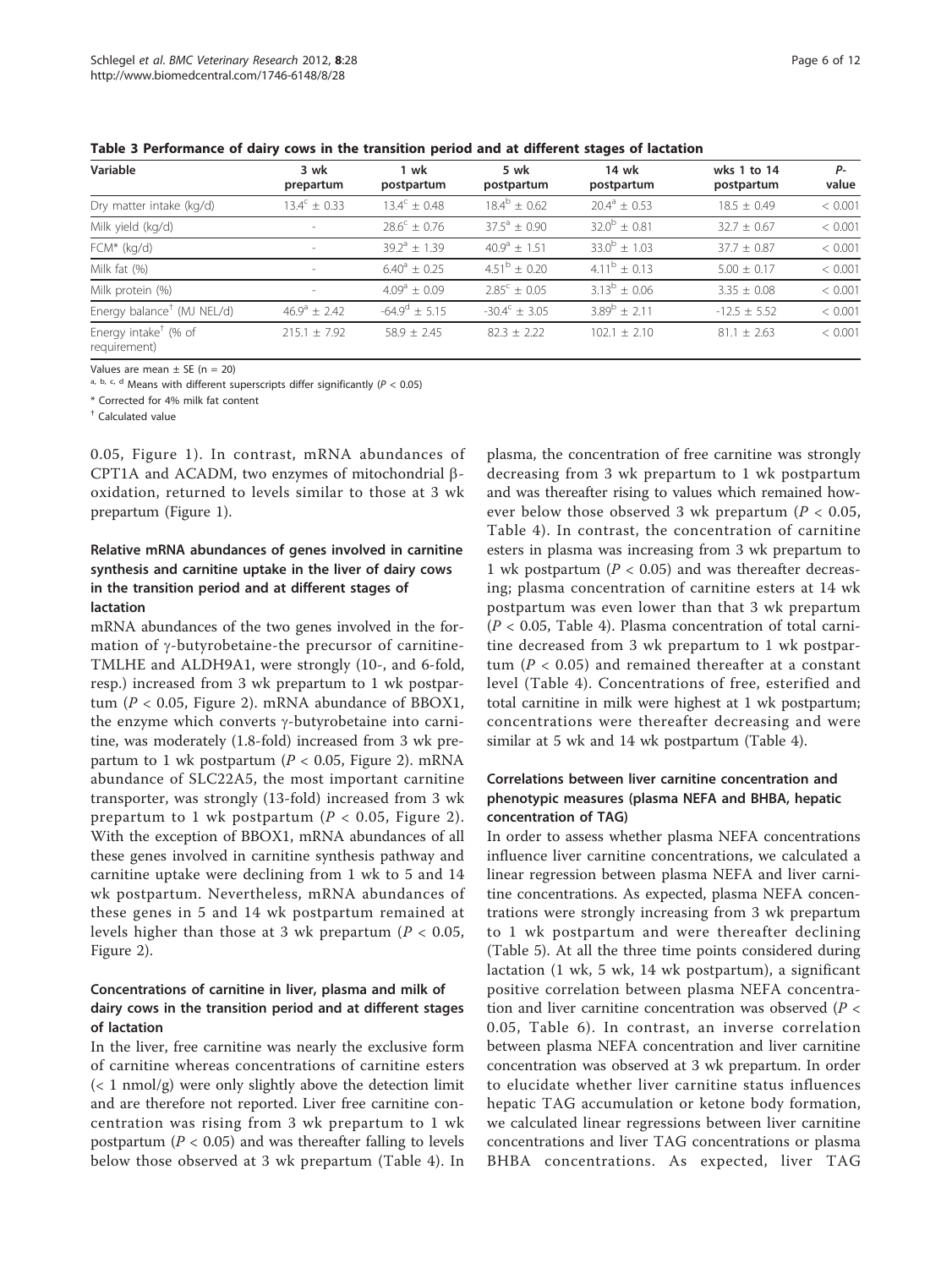**Table 3 Performance of dairy cows in the transition period and at different stages of lactation**

| Variable | 3 wk prepartum | 1 wk postpartum | 5 wk postpartum | 14 wk postpartum | wks 1 to 14 postpartum | *P*-value |
|---|---|---|---|---|---|---|
| Dry matter intake (kg/d) | $13.4^{c} \pm 0.33$ | $13.4^{c} \pm 0.48$ | $18.4^{b} \pm 0.62$ | $20.4^{a} \pm 0.53$ | $18.5 \pm 0.49$ | < 0.001 |
| Milk yield (kg/d) | - | $28.6^{c} \pm 0.76$ | $37.5^{a} \pm 0.90$ | $32.0^{b} \pm 0.81$ | $32.7 \pm 0.67$ | < 0.001 |
| FCM* (kg/d) | - | $39.2^{a} \pm 1.39$ | $40.9^{a} \pm 1.51$ | $33.0^{b} \pm 1.03$ | $37.7 \pm 0.87$ | < 0.001 |
| Milk fat (%) | - | $6.40^{a} \pm 0.25$ | $4.51^{b} \pm 0.20$ | $4.11^{b} \pm 0.13$ | $5.00 \pm 0.17$ | < 0.001 |
| Milk protein (%) | - | $4.09^{a} \pm 0.09$ | $2.85^{c} \pm 0.05$ | $3.13^{b} \pm 0.06$ | $3.35 \pm 0.08$ | < 0.001 |
| Energy balance† (MJ NEL/d) | $46.9^{a} \pm 2.42$ | $-64.9^{d} \pm 5.15$ | $-30.4^{c} \pm 3.05$ | $3.89^{b} \pm 2.11$ | $-12.5 \pm 5.52$ | < 0.001 |
| Energy intake† (% of requirement) | $215.1 \pm 7.92$ | $58.9 \pm 2.45$ | $82.3 \pm 2.22$ | $102.1 \pm 2.10$ | $81.1 \pm 2.63$ | < 0.001 |

Values are mean ± SE (n = 20)

a, b, c, d Means with different superscripts differ significantly ($P < 0.05$)

\* Corrected for 4% milk fat content

† Calculated value

0.05, Figure 1). In contrast, mRNA abundances of CPT1A and ACADM, two enzymes of mitochondrial β-oxidation, returned to levels similar to those at 3 wk prepartum (Figure 1).

### Relative mRNA abundances of genes involved in carnitine synthesis and carnitine uptake in the liver of dairy cows in the transition period and at different stages of lactation

mRNA abundances of the two genes involved in the formation of γ-butyrobetaine-the precursor of carnitine-TMLHE and ALDH9A1, were strongly (10-, and 6-fold, resp.) increased from 3 wk prepartum to 1 wk postpartum ($P < 0.05$, Figure 2). mRNA abundance of BBOX1, the enzyme which converts γ-butyrobetaine into carnitine, was moderately (1.8-fold) increased from 3 wk prepartum to 1 wk postpartum ($P < 0.05$, Figure 2). mRNA abundance of SLC22A5, the most important carnitine transporter, was strongly (13-fold) increased from 3 wk prepartum to 1 wk postpartum ($P < 0.05$, Figure 2). With the exception of BBOX1, mRNA abundances of all these genes involved in carnitine synthesis pathway and carnitine uptake were declining from 1 wk to 5 and 14 wk postpartum. Nevertheless, mRNA abundances of these genes in 5 and 14 wk postpartum remained at levels higher than those at 3 wk prepartum ($P < 0.05$, Figure 2).

### Concentrations of carnitine in liver, plasma and milk of dairy cows in the transition period and at different stages of lactation

In the liver, free carnitine was nearly the exclusive form of carnitine whereas concentrations of carnitine esters (< 1 nmol/g) were only slightly above the detection limit and are therefore not reported. Liver free carnitine concentration was rising from 3 wk prepartum to 1 wk postpartum ($P < 0.05$) and was thereafter falling to levels below those observed at 3 wk prepartum (Table 4). In plasma, the concentration of free carnitine was strongly decreasing from 3 wk prepartum to 1 wk postpartum and was thereafter rising to values which remained however below those observed 3 wk prepartum ($P < 0.05$, Table 4). In contrast, the concentration of carnitine esters in plasma was increasing from 3 wk prepartum to 1 wk postpartum ($P < 0.05$) and was thereafter decreasing; plasma concentration of carnitine esters at 14 wk postpartum was even lower than that 3 wk prepartum ($P < 0.05$, Table 4). Plasma concentration of total carnitine decreased from 3 wk prepartum to 1 wk postpartum ($P < 0.05$) and remained thereafter at a constant level (Table 4). Concentrations of free, esterified and total carnitine in milk were highest at 1 wk postpartum; concentrations were thereafter decreasing and were similar at 5 wk and 14 wk postpartum (Table 4).

### Correlations between liver carnitine concentration and phenotypic measures (plasma NEFA and BHBA, hepatic concentration of TAG)

In order to assess whether plasma NEFA concentrations influence liver carnitine concentrations, we calculated a linear regression between plasma NEFA and liver carnitine concentrations. As expected, plasma NEFA concentrations were strongly increasing from 3 wk prepartum to 1 wk postpartum and were thereafter declining (Table 5). At all the three time points considered during lactation (1 wk, 5 wk, 14 wk postpartum), a significant positive correlation between plasma NEFA concentration and liver carnitine concentration was observed ($P < 0.05$, Table 6). In contrast, an inverse correlation between plasma NEFA concentration and liver carnitine concentration was observed at 3 wk prepartum. In order to elucidate whether liver carnitine status influences hepatic TAG accumulation or ketone body formation, we calculated linear regressions between liver carnitine concentrations and liver TAG concentrations or plasma BHBA concentrations. As expected, liver TAG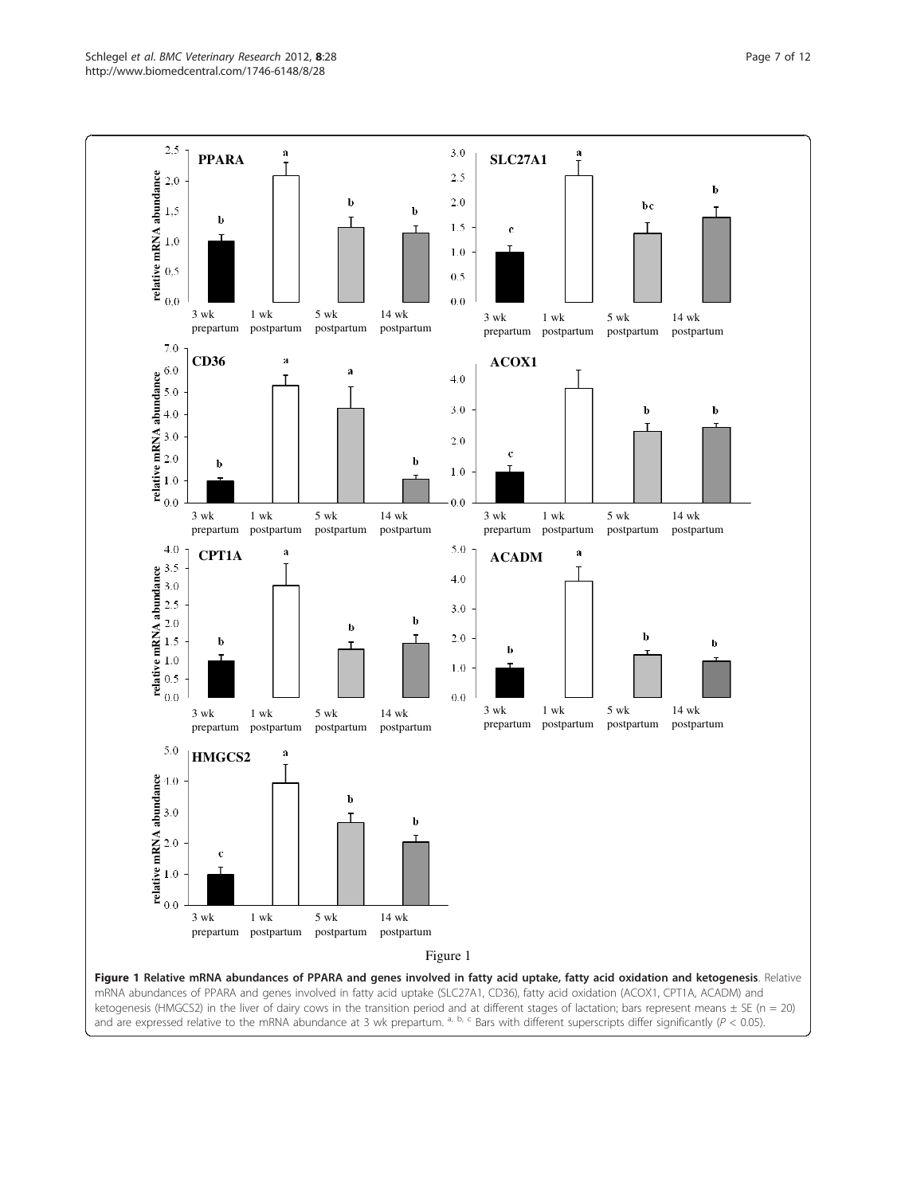Figure 1

**Figure 1 Relative mRNA abundances of PPARA and genes involved in fatty acid uptake, fatty acid oxidation and ketogenesis**. Relative mRNA abundances of PPARA and genes involved in fatty acid uptake (SLC27A1, CD36), fatty acid oxidation (ACOX1, CPT1A, ACADM) and ketogenesis (HMGCS2) in the liver of dairy cows in the transition period and at different stages of lactation; bars represent means ± SE (n = 20) and are expressed relative to the mRNA abundance at 3 wk prepartum. [a, b, c] Bars with different superscripts differ significantly ($P < 0.05$).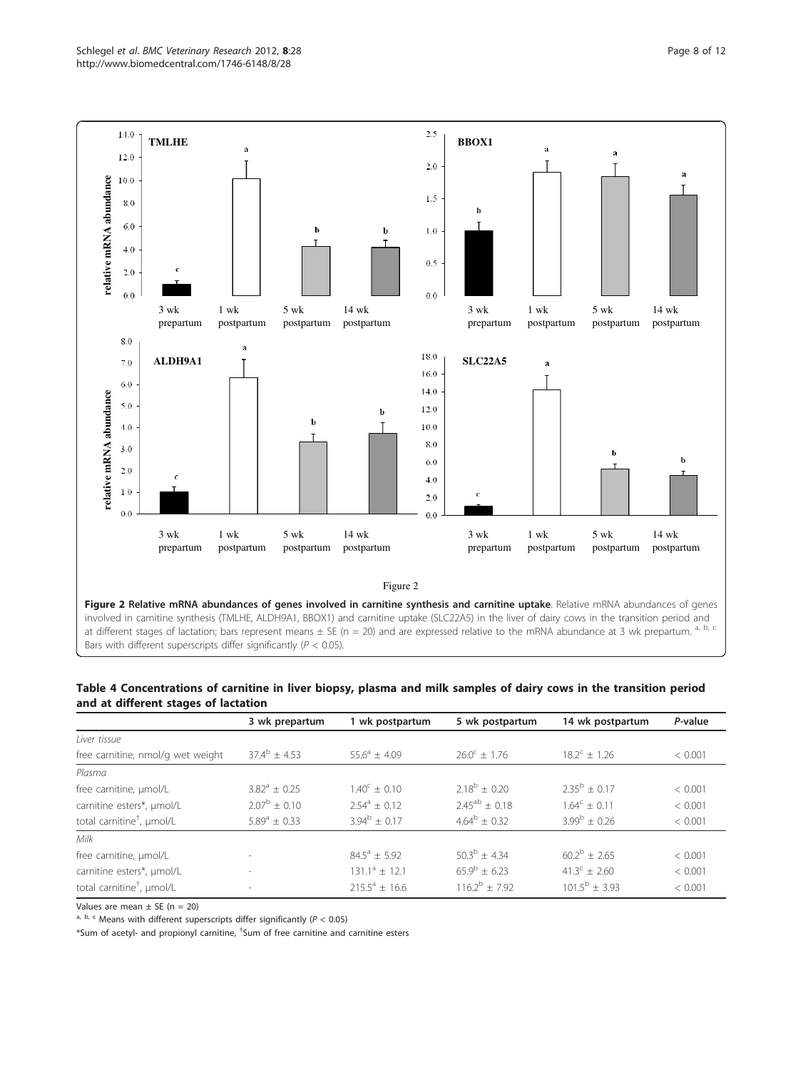Figure 2

**Figure 2 Relative mRNA abundances of genes involved in carnitine synthesis and carnitine uptake**. Relative mRNA abundances of genes involved in carnitine synthesis (TMLHE, ALDH9A1, BBOX1) and carnitine uptake (SLC22A5) in the liver of dairy cows in the transition period and at different stages of lactation; bars represent means ± SE (n = 20) and are expressed relative to the mRNA abundance at 3 wk prepartum. [a, b, c] Bars with different superscripts differ significantly ($P < 0.05$).

**Table 4 Concentrations of carnitine in liver biopsy, plasma and milk samples of dairy cows in the transition period and at different stages of lactation**

| | 3 wk prepartum | 1 wk postpartum | 5 wk postpartum | 14 wk postpartum | *P*-value |
|---|---|---|---|---|---|
| *Liver tissue* | | | | | |
| free carnitine, nmol/g wet weight | $37.4^{b}$ ± 4.53 | $55.6^{a}$ ± 4.09 | $26.0^{c}$ ± 1.76 | $18.2^{c}$ ± 1.26 | < 0.001 |
| *Plasma* | | | | | |
| free carnitine, μmol/L | $3.82^{a}$ ± 0.25 | $1.40^{c}$ ± 0.10 | $2.18^{b}$ ± 0.20 | $2.35^{b}$ ± 0.17 | < 0.001 |
| carnitine esters*, μmol/L | $2.07^{b}$ ± 0.10 | $2.54^{a}$ ± 0.12 | $2.45^{ab}$ ± 0.18 | $1.64^{c}$ ± 0.11 | < 0.001 |
| total carnitine†, μmol/L | $5.89^{a}$ ± 0.33 | $3.94^{b}$ ± 0.17 | $4.64^{b}$ ± 0.32 | $3.99^{b}$ ± 0.26 | < 0.001 |
| *Milk* | | | | | |
| free carnitine, μmol/L | - | $84.5^{a}$ ± 5.92 | $50.3^{b}$ ± 4.34 | $60.2^{b}$ ± 2.65 | < 0.001 |
| carnitine esters*, μmol/L | - | $131.1^{a}$ ± 12.1 | $65.9^{b}$ ± 6.23 | $41.3^{c}$ ± 2.60 | < 0.001 |
| total carnitine†, μmol/L | - | $215.5^{a}$ ± 16.6 | $116.2^{b}$ ± 7.92 | $101.5^{b}$ ± 3.93 | < 0.001 |

Values are mean ± SE (n = 20)

[a, b, c] Means with different superscripts differ significantly ($P < 0.05$)

*Sum of acetyl- and propionyl carnitine, †Sum of free carnitine and carnitine esters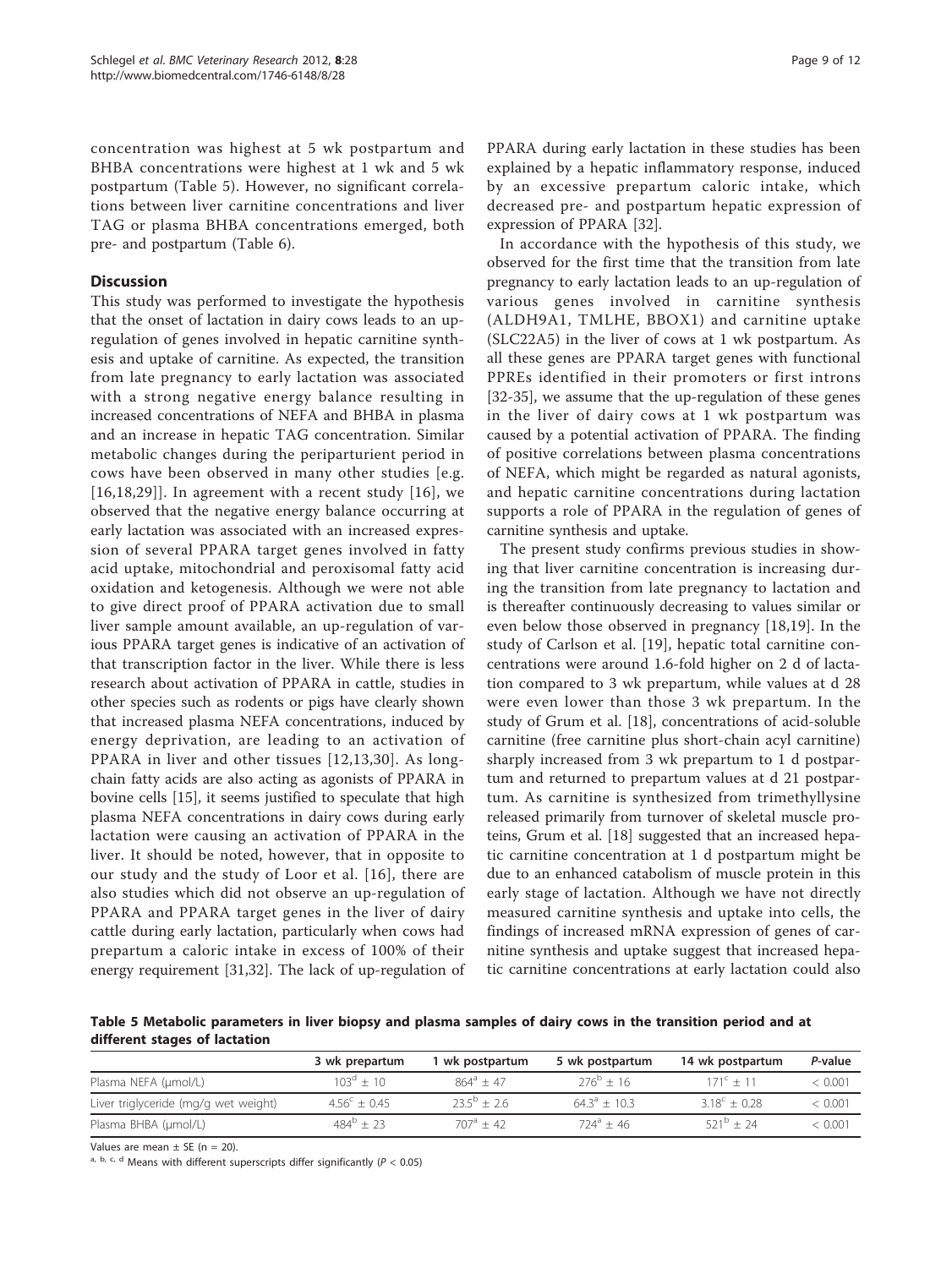concentration was highest at 5 wk postpartum and BHBA concentrations were highest at 1 wk and 5 wk postpartum (Table 5). However, no significant correlations between liver carnitine concentrations and liver TAG or plasma BHBA concentrations emerged, both pre- and postpartum (Table 6).

## Discussion

This study was performed to investigate the hypothesis that the onset of lactation in dairy cows leads to an up-regulation of genes involved in hepatic carnitine synthesis and uptake of carnitine. As expected, the transition from late pregnancy to early lactation was associated with a strong negative energy balance resulting in increased concentrations of NEFA and BHBA in plasma and an increase in hepatic TAG concentration. Similar metabolic changes during the periparturient period in cows have been observed in many other studies [e.g. [16,18,29]]. In agreement with a recent study [16], we observed that the negative energy balance occurring at early lactation was associated with an increased expression of several PPARA target genes involved in fatty acid uptake, mitochondrial and peroxisomal fatty acid oxidation and ketogenesis. Although we were not able to give direct proof of PPARA activation due to small liver sample amount available, an up-regulation of various PPARA target genes is indicative of an activation of that transcription factor in the liver. While there is less research about activation of PPARA in cattle, studies in other species such as rodents or pigs have clearly shown that increased plasma NEFA concentrations, induced by energy deprivation, are leading to an activation of PPARA in liver and other tissues [12,13,30]. As long-chain fatty acids are also acting as agonists of PPARA in bovine cells [15], it seems justified to speculate that high plasma NEFA concentrations in dairy cows during early lactation were causing an activation of PPARA in the liver. It should be noted, however, that in opposite to our study and the study of Loor et al. [16], there are also studies which did not observe an up-regulation of PPARA and PPARA target genes in the liver of dairy cattle during early lactation, particularly when cows had prepartum a caloric intake in excess of 100% of their energy requirement [31,32]. The lack of up-regulation of PPARA during early lactation in these studies has been explained by a hepatic inflammatory response, induced by an excessive prepartum caloric intake, which decreased pre- and postpartum hepatic expression of expression of PPARA [32].

In accordance with the hypothesis of this study, we observed for the first time that the transition from late pregnancy to early lactation leads to an up-regulation of various genes involved in carnitine synthesis (ALDH9A1, TMLHE, BBOX1) and carnitine uptake (SLC22A5) in the liver of cows at 1 wk postpartum. As all these genes are PPARA target genes with functional PPREs identified in their promoters or first introns [32-35], we assume that the up-regulation of these genes in the liver of dairy cows at 1 wk postpartum was caused by a potential activation of PPARA. The finding of positive correlations between plasma concentrations of NEFA, which might be regarded as natural agonists, and hepatic carnitine concentrations during lactation supports a role of PPARA in the regulation of genes of carnitine synthesis and uptake.

The present study confirms previous studies in showing that liver carnitine concentration is increasing during the transition from late pregnancy to lactation and is thereafter continuously decreasing to values similar or even below those observed in pregnancy [18,19]. In the study of Carlson et al. [19], hepatic total carnitine concentrations were around 1.6-fold higher on 2 d of lactation compared to 3 wk prepartum, while values at d 28 were even lower than those 3 wk prepartum. In the study of Grum et al. [18], concentrations of acid-soluble carnitine (free carnitine plus short-chain acyl carnitine) sharply increased from 3 wk prepartum to 1 d postpartum and returned to prepartum values at d 21 postpartum. As carnitine is synthesized from trimethyllysine released primarily from turnover of skeletal muscle proteins, Grum et al. [18] suggested that an increased hepatic carnitine concentration at 1 d postpartum might be due to an enhanced catabolism of muscle protein in this early stage of lactation. Although we have not directly measured carnitine synthesis and uptake into cells, the findings of increased mRNA expression of genes of carnitine synthesis and uptake suggest that increased hepatic carnitine concentrations at early lactation could also

**Table 5 Metabolic parameters in liver biopsy and plasma samples of dairy cows in the transition period and at different stages of lactation**

| | 3 wk prepartum | 1 wk postpartum | 5 wk postpartum | 14 wk postpartum | *P*-value |
|---|---|---|---|---|---|
| Plasma NEFA (µmol/L) | $103^{d} \pm 10$ | $864^{a} \pm 47$ | $276^{b} \pm 16$ | $171^{c} \pm 11$ | < 0.001 |
| Liver triglyceride (mg/g wet weight) | $4.56^{c} \pm 0.45$ | $23.5^{b} \pm 2.6$ | $64.3^{a} \pm 10.3$ | $3.18^{c} \pm 0.28$ | < 0.001 |
| Plasma BHBA (µmol/L) | $484^{b} \pm 23$ | $707^{a} \pm 42$ | $724^{a} \pm 46$ | $521^{b} \pm 24$ | < 0.001 |

Values are mean ± SE (n = 20).

a, b, c, d Means with different superscripts differ significantly ($P < 0.05$)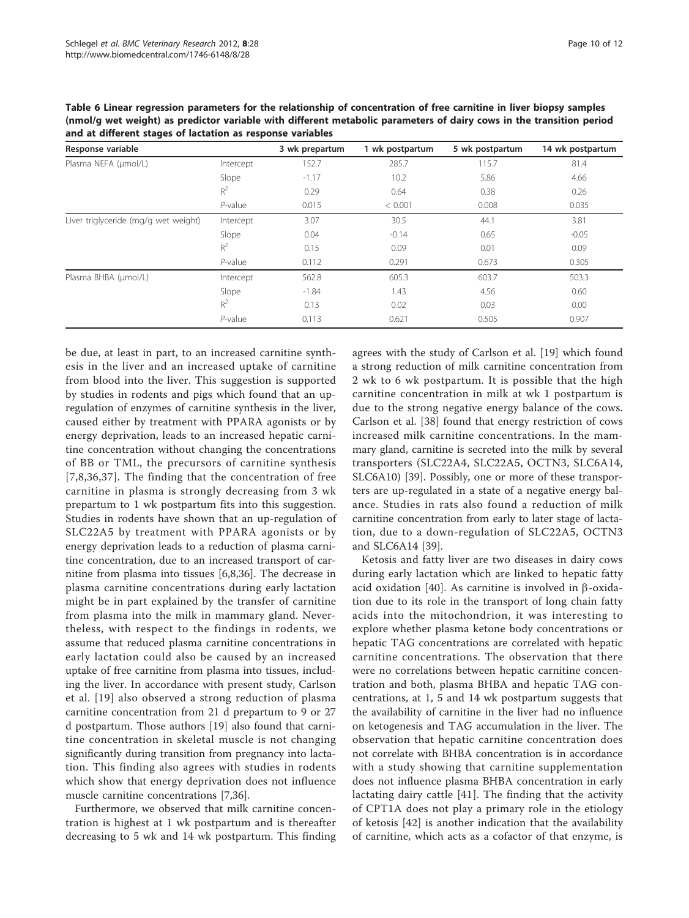**Table 6 Linear regression parameters for the relationship of concentration of free carnitine in liver biopsy samples (nmol/g wet weight) as predictor variable with different metabolic parameters of dairy cows in the transition period and at different stages of lactation as response variables**

| Response variable | | 3 wk prepartum | 1 wk postpartum | 5 wk postpartum | 14 wk postpartum |
|---|---|---|---|---|---|
| Plasma NEFA (μmol/L) | Intercept | 152.7 | 285.7 | 115.7 | 81.4 |
| | Slope | -1.17 | 10.2 | 5.86 | 4.66 |
| | $R^2$ | 0.29 | 0.64 | 0.38 | 0.26 |
| | *P*-value | 0.015 | < 0.001 | 0.008 | 0.035 |
| Liver triglyceride (mg/g wet weight) | Intercept | 3.07 | 30.5 | 44.1 | 3.81 |
| | Slope | 0.04 | -0.14 | 0.65 | -0.05 |
| | $R^2$ | 0.15 | 0.09 | 0.01 | 0.09 |
| | *P*-value | 0.112 | 0.291 | 0.673 | 0.305 |
| Plasma BHBA (μmol/L) | Intercept | 562.8 | 605.3 | 603.7 | 503.3 |
| | Slope | -1.84 | 1.43 | 4.56 | 0.60 |
| | $R^2$ | 0.13 | 0.02 | 0.03 | 0.00 |
| | *P*-value | 0.113 | 0.621 | 0.505 | 0.907 |

be due, at least in part, to an increased carnitine synthesis in the liver and an increased uptake of carnitine from blood into the liver. This suggestion is supported by studies in rodents and pigs which found that an up-regulation of enzymes of carnitine synthesis in the liver, caused either by treatment with PPARA agonists or by energy deprivation, leads to an increased hepatic carnitine concentration without changing the concentrations of BB or TML, the precursors of carnitine synthesis [7,8,36,37]. The finding that the concentration of free carnitine in plasma is strongly decreasing from 3 wk prepartum to 1 wk postpartum fits into this suggestion. Studies in rodents have shown that an up-regulation of SLC22A5 by treatment with PPARA agonists or by energy deprivation leads to a reduction of plasma carnitine concentration, due to an increased transport of carnitine from plasma into tissues [6,8,36]. The decrease in plasma carnitine concentrations during early lactation might be in part explained by the transfer of carnitine from plasma into the milk in mammary gland. Nevertheless, with respect to the findings in rodents, we assume that reduced plasma carnitine concentrations in early lactation could also be caused by an increased uptake of free carnitine from plasma into tissues, including the liver. In accordance with present study, Carlson et al. [19] also observed a strong reduction of plasma carnitine concentration from 21 d prepartum to 9 or 27 d postpartum. Those authors [19] also found that carnitine concentration in skeletal muscle is not changing significantly during transition from pregnancy into lactation. This finding also agrees with studies in rodents which show that energy deprivation does not influence muscle carnitine concentrations [7,36].

Furthermore, we observed that milk carnitine concentration is highest at 1 wk postpartum and is thereafter decreasing to 5 wk and 14 wk postpartum. This finding agrees with the study of Carlson et al. [19] which found a strong reduction of milk carnitine concentration from 2 wk to 6 wk postpartum. It is possible that the high carnitine concentration in milk at wk 1 postpartum is due to the strong negative energy balance of the cows. Carlson et al. [38] found that energy restriction of cows increased milk carnitine concentrations. In the mammary gland, carnitine is secreted into the milk by several transporters (SLC22A4, SLC22A5, OCTN3, SLC6A14, SLC6A10) [39]. Possibly, one or more of these transporters are up-regulated in a state of a negative energy balance. Studies in rats also found a reduction of milk carnitine concentration from early to later stage of lactation, due to a down-regulation of SLC22A5, OCTN3 and SLC6A14 [39].

Ketosis and fatty liver are two diseases in dairy cows during early lactation which are linked to hepatic fatty acid oxidation [40]. As carnitine is involved in β-oxidation due to its role in the transport of long chain fatty acids into the mitochondrion, it was interesting to explore whether plasma ketone body concentrations or hepatic TAG concentrations are correlated with hepatic carnitine concentrations. The observation that there were no correlations between hepatic carnitine concentration and both, plasma BHBA and hepatic TAG concentrations, at 1, 5 and 14 wk postpartum suggests that the availability of carnitine in the liver had no influence on ketogenesis and TAG accumulation in the liver. The observation that hepatic carnitine concentration does not correlate with BHBA concentration is in accordance with a study showing that carnitine supplementation does not influence plasma BHBA concentration in early lactating dairy cattle [41]. The finding that the activity of CPT1A does not play a primary role in the etiology of ketosis [42] is another indication that the availability of carnitine, which acts as a cofactor of that enzyme, is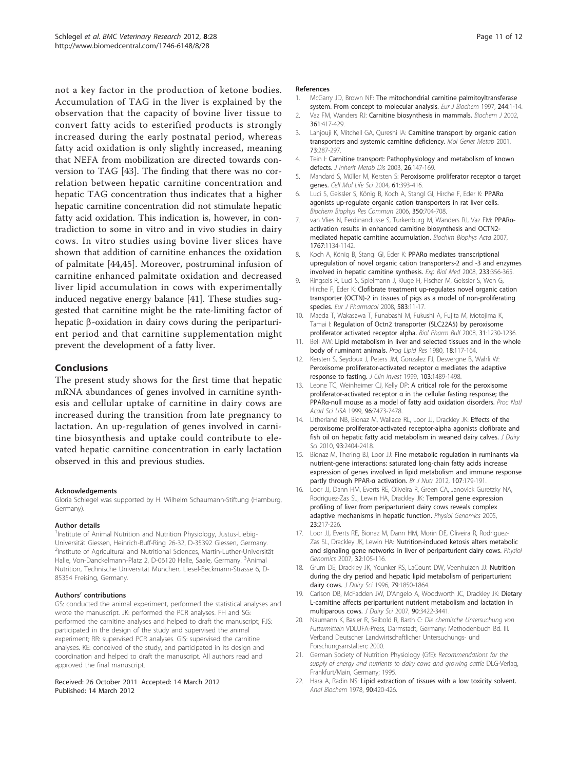not a key factor in the production of ketone bodies. Accumulation of TAG in the liver is explained by the observation that the capacity of bovine liver tissue to convert fatty acids to esterified products is strongly increased during the early postnatal period, whereas fatty acid oxidation is only slightly increased, meaning that NEFA from mobilization are directed towards conversion to TAG [43]. The finding that there was no correlation between hepatic carnitine concentration and hepatic TAG concentration thus indicates that a higher hepatic carnitine concentration did not stimulate hepatic fatty acid oxidation. This indication is, however, in contradiction to some in vitro and in vivo studies in dairy cows. In vitro studies using bovine liver slices have shown that addition of carnitine enhances the oxidation of palmitate [44,45]. Moreover, postruminal infusion of carnitine enhanced palmitate oxidation and decreased liver lipid accumulation in cows with experimentally induced negative energy balance [41]. These studies suggested that carnitine might be the rate-limiting factor of hepatic β-oxidation in dairy cows during the peripartu­rient period and that carnitine supplementation might prevent the development of a fatty liver.

## Conclusions

The present study shows for the first time that hepatic mRNA abundances of genes involved in carnitine synthesis and cellular uptake of carnitine in dairy cows are increased during the transition from late pregnancy to lactation. An up-regulation of genes involved in carnitine biosynthesis and uptake could contribute to elevated hepatic carnitine concentration in early lactation observed in this and previous studies.

#### Acknowledgements

Gloria Schlegel was supported by H. Wilhelm Schaumann-Stiftung (Hamburg, Germany).

#### Author details

[1]Institute of Animal Nutrition and Nutrition Physiology, Justus-Liebig-Universität Giessen, Heinrich-Buff-Ring 26-32, D-35392 Giessen, Germany. [2]Institute of Agricultural and Nutritional Sciences, Martin-Luther-Universität Halle, Von-Danckelmann-Platz 2, D-06120 Halle, Saale, Germany. [3]Animal Nutrition, Technische Universität München, Liesel-Beckmann-Strasse 6, D-85354 Freising, Germany.

#### Authors' contributions

GS: conducted the animal experiment, performed the statistical analyses and wrote the manuscript. JK: performed the PCR analyses. FH and SG: performed the carnitine analyses and helped to draft the manuscript; FJS: participated in the design of the study and supervised the animal experiment; RR: supervised PCR analyses. GIS: supervised the carnitine analyses. KE: conceived of the study, and participated in its design and coordination and helped to draft the manuscript. All authors read and approved the final manuscript.

Received: 26 October 2011 Accepted: 14 March 2012
Published: 14 March 2012

#### References

1. McGarry JD, Brown NF: **The mitochondrial carnitine palmitoyltransferase system. From concept to molecular analysis.** *Eur J Biochem* 1997, **244**:1-14.
2. Vaz FM, Wanders RJ: **Carnitine biosynthesis in mammals.** *Biochem J* 2002, **361**:417-429.
3. Lahjouji K, Mitchell GA, Qureshi IA: **Carnitine transport by organic cation transporters and systemic carnitine deficiency.** *Mol Genet Metab* 2001, **73**:287-297.
4. Tein I: **Carnitine transport: Pathophysiology and metabolism of known defects.** *J Inherit Metab Dis* 2003, **26**:147-169.
5. Mandard S, Müller M, Kersten S: **Peroxisome proliferator receptor α target genes.** *Cell Mol Life Sci* 2004, **61**:393-416.
6. Luci S, Geissler S, König B, Koch A, Stangl GI, Hirche F, Eder K: **PPARα agonists up-regulate organic cation transporters in rat liver cells.** *Biochem Biophys Res Commun* 2006, **350**:704-708.
7. van Vlies N, Ferdinandusse S, Turkenburg M, Wanders RJ, Vaz FM: **PPARα-activation results in enhanced carnitine biosynthesis and OCTN2-mediated hepatic carnitine accumulation.** *Biochim Biophys Acta* 2007, **1767**:1134-1142.
8. Koch A, König B, Stangl GI, Eder K: **PPARα mediates transcriptional upregulation of novel organic cation transporters-2 and -3 and enzymes involved in hepatic carnitine synthesis.** *Exp Biol Med* 2008, **233**:356-365.
9. Ringseis R, Luci S, Spielmann J, Kluge H, Fischer M, Geissler S, Wen G, Hirche F, Eder K: **Clofibrate treatment up-regulates novel organic cation transporter (OCTN)-2 in tissues of pigs as a model of non-proliferating species.** *Eur J Pharmacol* 2008, **583**:11-17.
10. Maeda T, Wakasawa T, Funabashi M, Fukushi A, Fujita M, Motojima K, Tamai I: **Regulation of Octn2 transporter (SLC22A5) by peroxisome proliferator activated receptor alpha.** *Biol Pharm Bull* 2008, **31**:1230-1236.
11. Bell AW: **Lipid metabolism in liver and selected tissues and in the whole body of ruminant animals.** *Prog Lipid Res* 1980, **18**:117-164.
12. Kersten S, Seydoux J, Peters JM, Gonzalez FJ, Desvergne B, Wahli W: **Peroxisome proliferator-activated receptor α mediates the adaptive response to fasting.** *J Clin Invest* 1999, **103**:1489-1498.
13. Leone TC, Weinheimer CJ, Kelly DP: **A critical role for the peroxisome proliferator-activated receptor α in the cellular fasting response; the PPARα-null mouse as a model of fatty acid oxidation disorders.** *Proc Natl Acad Sci USA* 1999, **96**:7473-7478.
14. Litherland NB, Bionaz M, Wallace RL, Loor JJ, Drackley JK: **Effects of the peroxisome proliferator-activated receptor-alpha agonists clofibrate and fish oil on hepatic fatty acid metabolism in weaned dairy calves.** *J Dairy Sci* 2010, **93**:2404-2418.
15. Bionaz M, Thering BJ, Loor JJ: **Fine metabolic regulation in ruminants via nutrient-gene interactions: saturated long-chain fatty acids increase expression of genes involved in lipid metabolism and immune response partly through PPAR-α activation.** *Br J Nutr* 2012, **107**:179-191.
16. Loor JJ, Dann HM, Everts RE, Oliveira R, Green CA, Janovick Guretzky NA, Rodriguez-Zas SL, Lewin HA, Drackley JK: **Temporal gene expression profiling of liver from periparturient dairy cows reveals complex adaptive mechanisms in hepatic function.** *Physiol Genomics* 2005, **23**:217-226.
17. Loor JJ, Everts RE, Bionaz M, Dann HM, Morin DE, Oliveira R, Rodriguez-Zas SL, Drackley JK, Lewin HA: **Nutrition-induced ketosis alters metabolic and signaling gene networks in liver of periparturient dairy cows.** *Physiol Genomics* 2007, **32**:105-116.
18. Grum DE, Drackley JK, Younker RS, LaCount DW, Veenhuizen JJ: **Nutrition during the dry period and hepatic lipid metabolism of periparturient dairy cows.** *J Dairy Sci* 1996, **79**:1850-1864.
19. Carlson DB, McFadden JW, D'Angelo A, Woodworth JC, Drackley JK: **Dietary L-carnitine affects periparturient nutrient metabolism and lactation in multiparous cows.** *J Dairy Sci* 2007, **90**:3422-3441.
20. Naumann K, Basler R, Seibold R, Barth C: *Die chemische Untersuchung von Futtermitteln* VDLUFA-Press, Darmstadt, Germany: Methodenbuch Bd. III. Verband Deutscher Landwirtschaftlicher Untersuchungs- und Forschungsanstalten; 2000.
21. German Society of Nutrition Physiology (GfE): *Recommendations for the supply of energy and nutrients to dairy cows and growing cattle* DLG-Verlag, Frankfurt/Main, Germany; 1995.
22. Hara A, Radin NS: **Lipid extraction of tissues with a low toxicity solvent.** *Anal Biochem* 1978, **90**:420-426.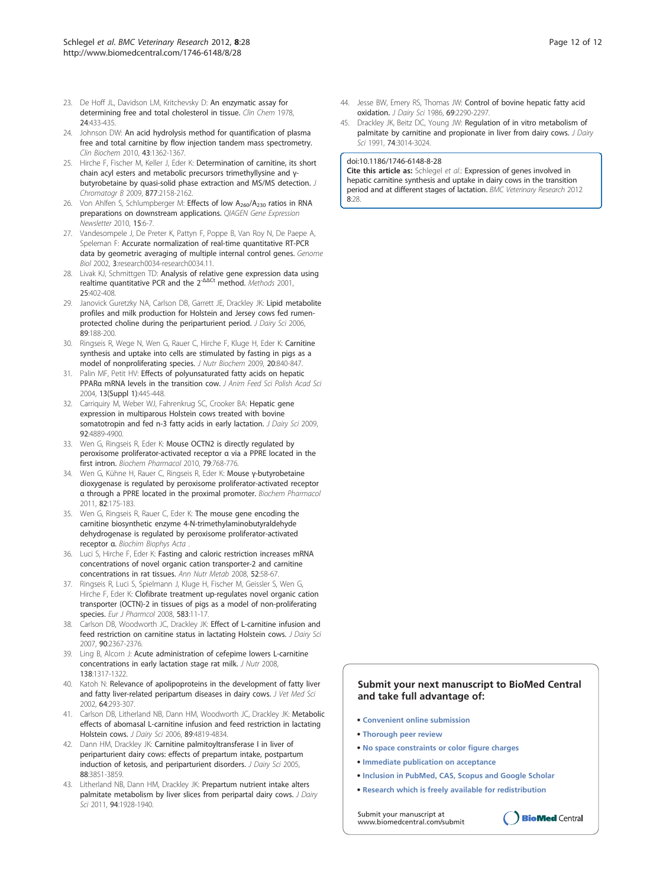23. De Hoff JL, Davidson LM, Kritchevsky D: An enzymatic assay for determining free and total cholesterol in tissue. *Clin Chem* 1978, 24:433-435.
24. Johnson DW: An acid hydrolysis method for quantification of plasma free and total carnitine by flow injection tandem mass spectrometry. *Clin Biochem* 2010, 43:1362-1367.
25. Hirche F, Fischer M, Keller J, Eder K: Determination of carnitine, its short chain acyl esters and metabolic precursors trimethyllysine and γ-butyrobetaine by quasi-solid phase extraction and MS/MS detection. *J Chromatogr B* 2009, 877:2158-2162.
26. Von Ahlfen S, Schlumpberger M: Effects of low $A_{260}/A_{230}$ ratios in RNA preparations on downstream applications. *QIAGEN Gene Expression Newsletter* 2010, 15:6-7.
27. Vandesompele J, De Preter K, Pattyn F, Poppe B, Van Roy N, De Paepe A, Speleman F: Accurate normalization of real-time quantitative RT-PCR data by geometric averaging of multiple internal control genes. *Genome Biol* 2002, 3:research0034-research0034.11.
28. Livak KJ, Schmittgen TD: Analysis of relative gene expression data using realtime quantitative PCR and the $2^{-\Delta\Delta Ct}$ method. *Methods* 2001, 25:402-408.
29. Janovick Guretzky NA, Carlson DB, Garrett JE, Drackley JK: Lipid metabolite profiles and milk production for Holstein and Jersey cows fed rumen-protected choline during the periparturient period. *J Dairy Sci* 2006, 89:188-200.
30. Ringseis R, Wege N, Wen G, Rauer C, Hirche F, Kluge H, Eder K: Carnitine synthesis and uptake into cells are stimulated by fasting in pigs as a model of nonproliferating species. *J Nutr Biochem* 2009, 20:840-847.
31. Palin MF, Petit HV: Effects of polyunsaturated fatty acids on hepatic PPARα mRNA levels in the transition cow. *J Anim Feed Sci Polish Acad Sci* 2004, 13(Suppl 1):445-448.
32. Carriquiry M, Weber WJ, Fahrenkrug SC, Crooker BA: Hepatic gene expression in multiparous Holstein cows treated with bovine somatotropin and fed n-3 fatty acids in early lactation. *J Dairy Sci* 2009, 92:4889-4900.
33. Wen G, Ringseis R, Eder K: Mouse OCTN2 is directly regulated by peroxisome proliferator-activated receptor α via a PPRE located in the first intron. *Biochem Pharmacol* 2010, 79:768-776.
34. Wen G, Kühne H, Rauer C, Ringseis R, Eder K: Mouse γ-butyrobetaine dioxygenase is regulated by peroxisome proliferator-activated receptor α through a PPRE located in the proximal promoter. *Biochem Pharmacol* 2011, 82:175-183.
35. Wen G, Ringseis R, Rauer C, Eder K: The mouse gene encoding the carnitine biosynthetic enzyme 4-N-trimethylaminobutyraldehyde dehydrogenase is regulated by peroxisome proliferator-activated receptor α. *Biochim Biophys Acta* .
36. Luci S, Hirche F, Eder K: Fasting and caloric restriction increases mRNA concentrations of novel organic cation transporter-2 and carnitine concentrations in rat tissues. *Ann Nutr Metab* 2008, 52:58-67.
37. Ringseis R, Luci S, Spielmann J, Kluge H, Fischer M, Geissler S, Wen G, Hirche F, Eder K: Clofibrate treatment up-regulates novel organic cation transporter (OCTN)-2 in tissues of pigs as a model of non-proliferating species. *Eur J Pharmcol* 2008, 583:11-17.
38. Carlson DB, Woodworth JC, Drackley JK: Effect of L-carnitine infusion and feed restriction on carnitine status in lactating Holstein cows. *J Dairy Sci* 2007, 90:2367-2376.
39. Ling B, Alcorn J: Acute administration of cefepime lowers L-carnitine concentrations in early lactation stage rat milk. *J Nutr* 2008, 138:1317-1322.
40. Katoh N: Relevance of apolipoproteins in the development of fatty liver and fatty liver-related peripartum diseases in dairy cows. *J Vet Med Sci* 2002, 64:293-307.
41. Carlson DB, Litherland NB, Dann HM, Woodworth JC, Drackley JK: Metabolic effects of abomasal L-carnitine infusion and feed restriction in lactating Holstein cows. *J Dairy Sci* 2006, 89:4819-4834.
42. Dann HM, Drackley JK: Carnitine palmitoyltransferase I in liver of periparturient dairy cows: effects of prepartum intake, postpartum induction of ketosis, and periparturient disorders. *J Dairy Sci* 2005, 88:3851-3859.
43. Litherland NB, Dann HM, Drackley JK: Prepartum nutrient intake alters palmitate metabolism by liver slices from peripartal dairy cows. *J Dairy Sci* 2011, 94:1928-1940.
44. Jesse BW, Emery RS, Thomas JW: Control of bovine hepatic fatty acid oxidation. *J Dairy Sci* 1986, 69:2290-2297.
45. Drackley JK, Beitz DC, Young JW: Regulation of in vitro metabolism of palmitate by carnitine and propionate in liver from dairy cows. *J Dairy Sci* 1991, 74:3014-3024.

doi:10.1186/1746-6148-8-28

**Cite this article as:** Schlegel *et al.*: Expression of genes involved in hepatic carnitine synthesis and uptake in dairy cows in the transition period and at different stages of lactation. *BMC Veterinary Research* 2012 8:28.

**Submit your next manuscript to BioMed Central and take full advantage of:**

- Convenient online submission
- Thorough peer review
- No space constraints or color figure charges
- Immediate publication on acceptance
- Inclusion in PubMed, CAS, Scopus and Google Scholar
- Research which is freely available for redistribution

Submit your manuscript at
www.biomedcentral.com/submit

BioMed Central